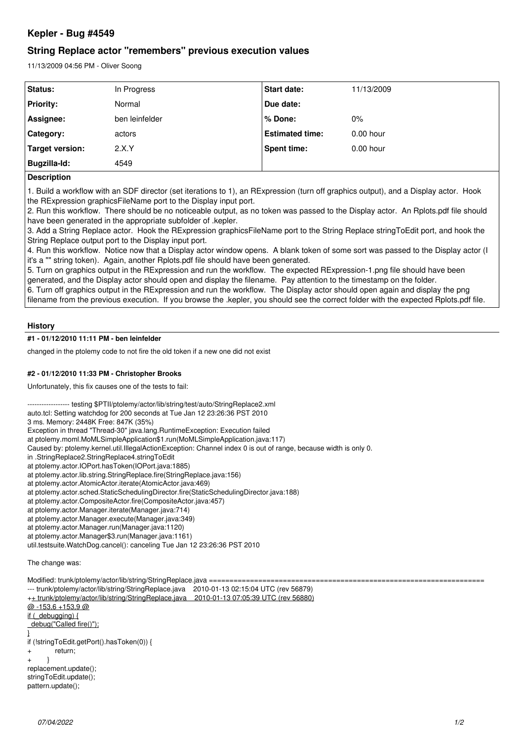# Kepler - Bug #4549

## String Replace actor "remembers" previous execution values

11/13/2009 04:56 PM - Oliver Soong

| Status: | In Progress | Start date: | 11/13/2009 |
| --- | --- | --- | --- |
| Priority: | Normal | Due date: | |
| Assignee: | ben leinfelder | % Done: | 0% |
| Category: | actors | Estimated time: | 0.00 hour |
| Target version: | 2.X.Y | Spent time: | 0.00 hour |
| Bugzilla-Id: | 4549 | | |

### Description

1. Build a workflow with an SDF director (set iterations to 1), an RExpression (turn off graphics output), and a Display actor. Hook the RExpression graphicsFileName port to the Display input port.
2. Run this workflow. There should be no noticeable output, as no token was passed to the Display actor. An Rplots.pdf file should have been generated in the appropriate subfolder of .kepler.
3. Add a String Replace actor. Hook the RExpression graphicsFileName port to the String Replace stringToEdit port, and hook the String Replace output port to the Display input port.
4. Run this workflow. Notice now that a Display actor window opens. A blank token of some sort was passed to the Display actor (I it's a "" string token). Again, another Rplots.pdf file should have been generated.
5. Turn on graphics output in the RExpression and run the workflow. The expected RExpression-1.png file should have been generated, and the Display actor should open and display the filename. Pay attention to the timestamp on the folder.
6. Turn off graphics output in the RExpression and run the workflow. The Display actor should open again and display the png filename from the previous execution. If you browse the .kepler, you should see the correct folder with the expected Rplots.pdf file.

## History

#### #1 - 01/12/2010 11:11 PM - ben leinfelder

changed in the ptolemy code to not fire the old token if a new one did not exist

#### #2 - 01/12/2010 11:33 PM - Christopher Brooks

Unfortunately, this fix causes one of the tests to fail:

```
------------------ testing $PTII/ptolemy/actor/lib/string/test/auto/StringReplace2.xml
auto.tcl: Setting watchdog for 200 seconds at Tue Jan 12 23:26:36 PST 2010
3 ms. Memory: 2448K Free: 847K (35%)
Exception in thread "Thread-30" java.lang.RuntimeException: Execution failed
at ptolemy.moml.MoMLSimpleApplication$1.run(MoMLSimpleApplication.java:117)
Caused by: ptolemy.kernel.util.IllegalActionException: Channel index 0 is out of range, because width is only 0.
in .StringReplace2.StringReplace4.stringToEdit
at ptolemy.actor.IOPort.hasToken(IOPort.java:1885)
at ptolemy.actor.lib.string.StringReplace.fire(StringReplace.java:156)
at ptolemy.actor.AtomicActor.iterate(AtomicActor.java:469)
at ptolemy.actor.sched.StaticSchedulingDirector.fire(StaticSchedulingDirector.java:188)
at ptolemy.actor.CompositeActor.fire(CompositeActor.java:457)
at ptolemy.actor.Manager.iterate(Manager.java:714)
at ptolemy.actor.Manager.execute(Manager.java:349)
at ptolemy.actor.Manager.run(Manager.java:1120)
at ptolemy.actor.Manager$3.run(Manager.java:1161)
util.testsuite.WatchDog.cancel(): canceling Tue Jan 12 23:26:36 PST 2010
```

The change was:

```
Modified: trunk/ptolemy/actor/lib/string/StringReplace.java ===================================================================
--- trunk/ptolemy/actor/lib/string/StringReplace.java    2010-01-13 02:15:04 UTC (rev 56879)
++ trunk/ptolemy/actor/lib/string/StringReplace.java    2010-01-13 07:05:39 UTC (rev 56880)
@ -153,6 +153,9 @
if (_debugging) {
_debug("Called fire()");
}
if (!stringToEdit.getPort().hasToken(0)) {
+         return;
+     }
replacement.update();
stringToEdit.update();
pattern.update();
```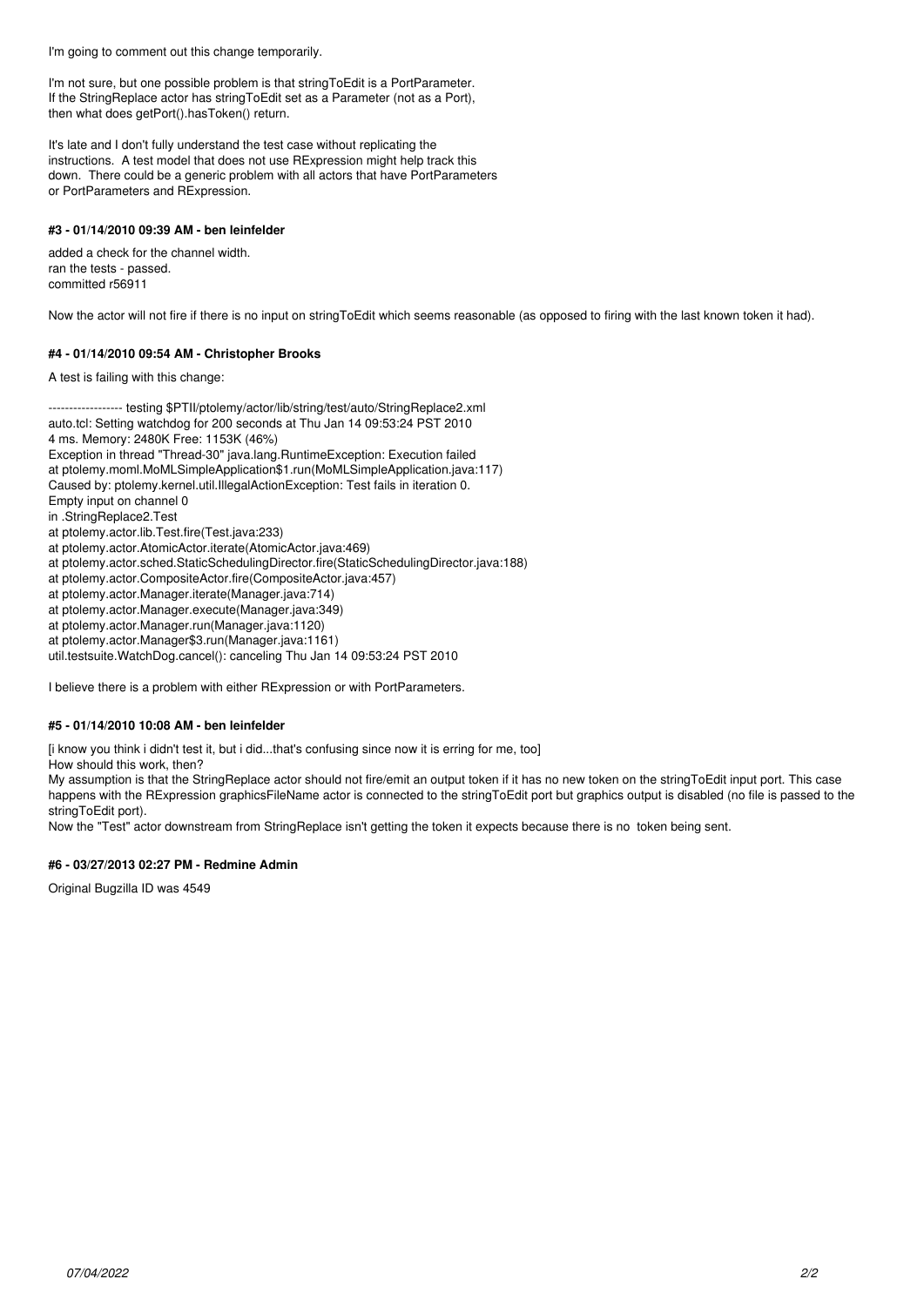I'm going to comment out this change temporarily.

I'm not sure, but one possible problem is that stringToEdit is a PortParameter.
If the StringReplace actor has stringToEdit set as a Parameter (not as a Port),
then what does getPort().hasToken() return.

It's late and I don't fully understand the test case without replicating the
instructions. A test model that does not use RExpression might help track this
down. There could be a generic problem with all actors that have PortParameters
or PortParameters and RExpression.

#### #3 - 01/14/2010 09:39 AM - ben leinfelder

added a check for the channel width.
ran the tests - passed.
committed r56911

Now the actor will not fire if there is no input on stringToEdit which seems reasonable (as opposed to firing with the last known token it had).

#### #4 - 01/14/2010 09:54 AM - Christopher Brooks

A test is failing with this change:

```
------------------ testing $PTII/ptolemy/actor/lib/string/test/auto/StringReplace2.xml
auto.tcl: Setting watchdog for 200 seconds at Thu Jan 14 09:53:24 PST 2010
4 ms. Memory: 2480K Free: 1153K (46%)
Exception in thread "Thread-30" java.lang.RuntimeException: Execution failed
at ptolemy.moml.MoMLSimpleApplication$1.run(MoMLSimpleApplication.java:117)
Caused by: ptolemy.kernel.util.IllegalActionException: Test fails in iteration 0.
Empty input on channel 0
in .StringReplace2.Test
at ptolemy.actor.lib.Test.fire(Test.java:233)
at ptolemy.actor.AtomicActor.iterate(AtomicActor.java:469)
at ptolemy.actor.sched.StaticSchedulingDirector.fire(StaticSchedulingDirector.java:188)
at ptolemy.actor.CompositeActor.fire(CompositeActor.java:457)
at ptolemy.actor.Manager.iterate(Manager.java:714)
at ptolemy.actor.Manager.execute(Manager.java:349)
at ptolemy.actor.Manager.run(Manager.java:1120)
at ptolemy.actor.Manager$3.run(Manager.java:1161)
util.testsuite.WatchDog.cancel(): canceling Thu Jan 14 09:53:24 PST 2010
```

I believe there is a problem with either RExpression or with PortParameters.

#### #5 - 01/14/2010 10:08 AM - ben leinfelder

[i know you think i didn't test it, but i did...that's confusing since now it is erring for me, too]
How should this work, then?
My assumption is that the StringReplace actor should not fire/emit an output token if it has no new token on the stringToEdit input port. This case happens with the RExpression graphicsFileName actor is connected to the stringToEdit port but graphics output is disabled (no file is passed to the stringToEdit port).
Now the "Test" actor downstream from StringReplace isn't getting the token it expects because there is no token being sent.

#### #6 - 03/27/2013 02:27 PM - Redmine Admin

Original Bugzilla ID was 4549